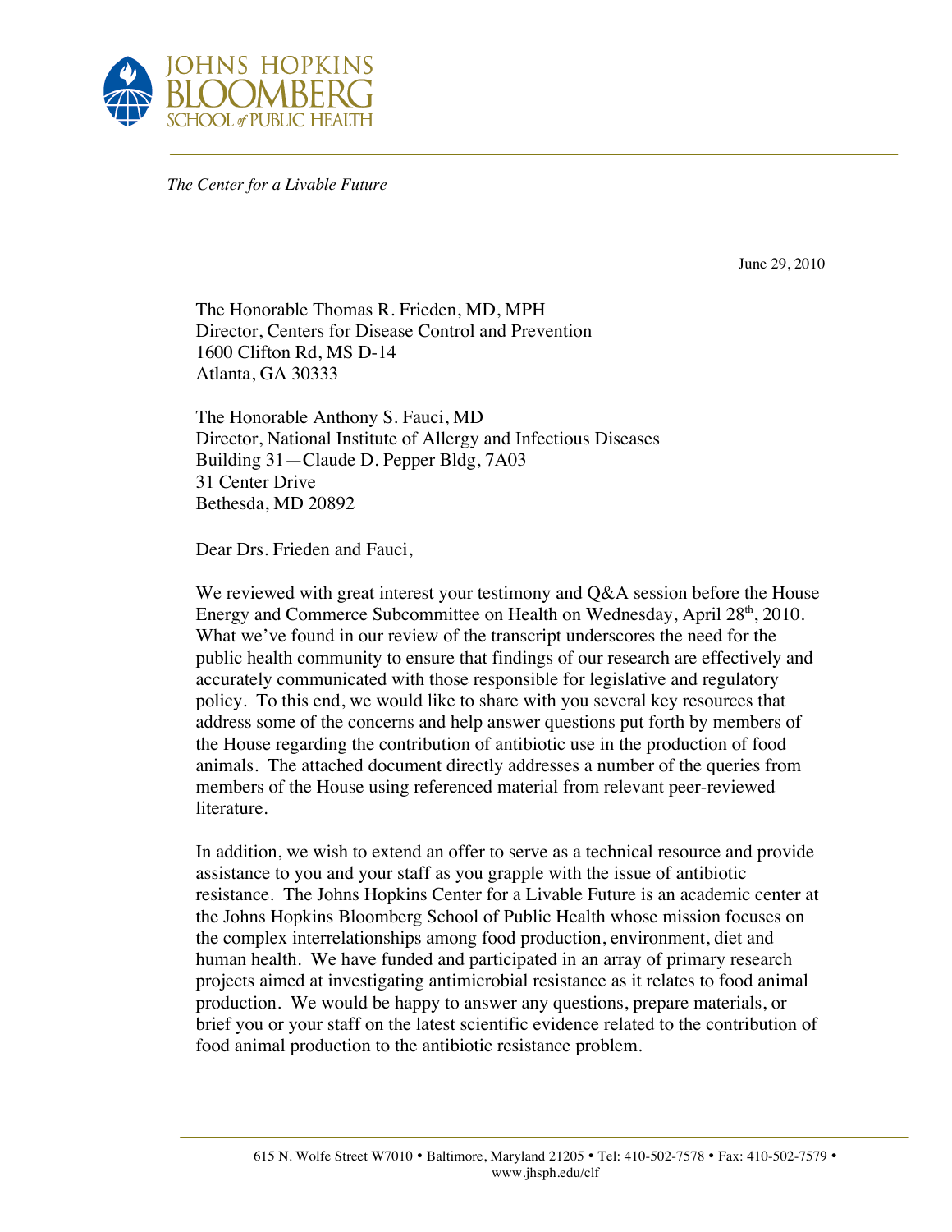JOHNS HOPKINS BLOOMBERG SCHOOL *of* PUBLIC HEALTH

*The Center for a Livable Future*

June 29, 2010

The Honorable Thomas R. Frieden, MD, MPH
Director, Centers for Disease Control and Prevention
1600 Clifton Rd, MS D-14
Atlanta, GA 30333

The Honorable Anthony S. Fauci, MD
Director, National Institute of Allergy and Infectious Diseases
Building 31—Claude D. Pepper Bldg, 7A03
31 Center Drive
Bethesda, MD 20892

Dear Drs. Frieden and Fauci,

We reviewed with great interest your testimony and Q&A session before the House Energy and Commerce Subcommittee on Health on Wednesday, April 28th, 2010. What we've found in our review of the transcript underscores the need for the public health community to ensure that findings of our research are effectively and accurately communicated with those responsible for legislative and regulatory policy. To this end, we would like to share with you several key resources that address some of the concerns and help answer questions put forth by members of the House regarding the contribution of antibiotic use in the production of food animals. The attached document directly addresses a number of the queries from members of the House using referenced material from relevant peer-reviewed literature.

In addition, we wish to extend an offer to serve as a technical resource and provide assistance to you and your staff as you grapple with the issue of antibiotic resistance. The Johns Hopkins Center for a Livable Future is an academic center at the Johns Hopkins Bloomberg School of Public Health whose mission focuses on the complex interrelationships among food production, environment, diet and human health. We have funded and participated in an array of primary research projects aimed at investigating antimicrobial resistance as it relates to food animal production. We would be happy to answer any questions, prepare materials, or brief you or your staff on the latest scientific evidence related to the contribution of food animal production to the antibiotic resistance problem.

615 N. Wolfe Street W7010 • Baltimore, Maryland 21205 • Tel: 410-502-7578 • Fax: 410-502-7579 • www.jhsph.edu/clf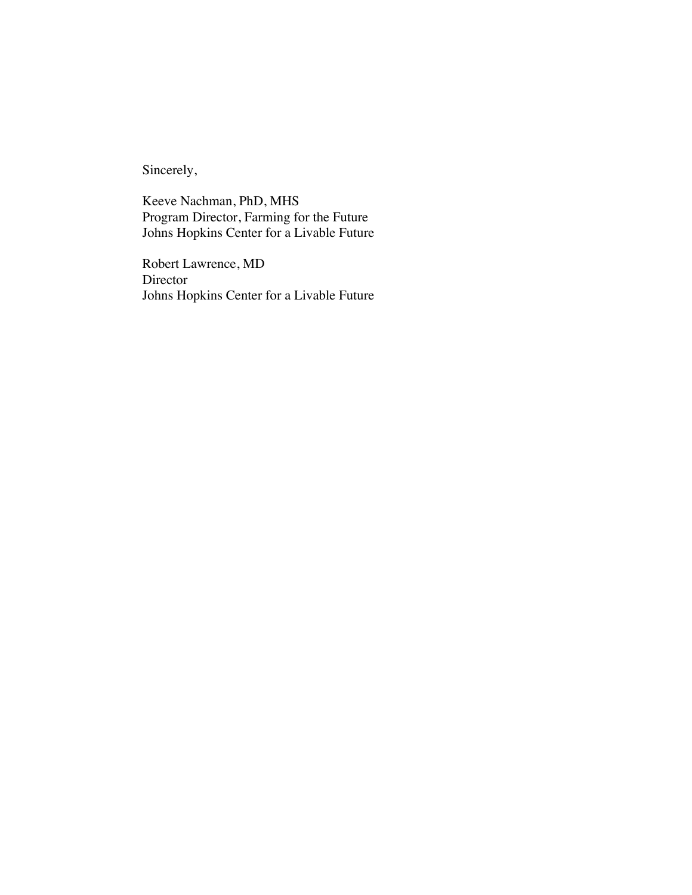Sincerely,

Keeve Nachman, PhD, MHS
Program Director, Farming for the Future
Johns Hopkins Center for a Livable Future

Robert Lawrence, MD
Director
Johns Hopkins Center for a Livable Future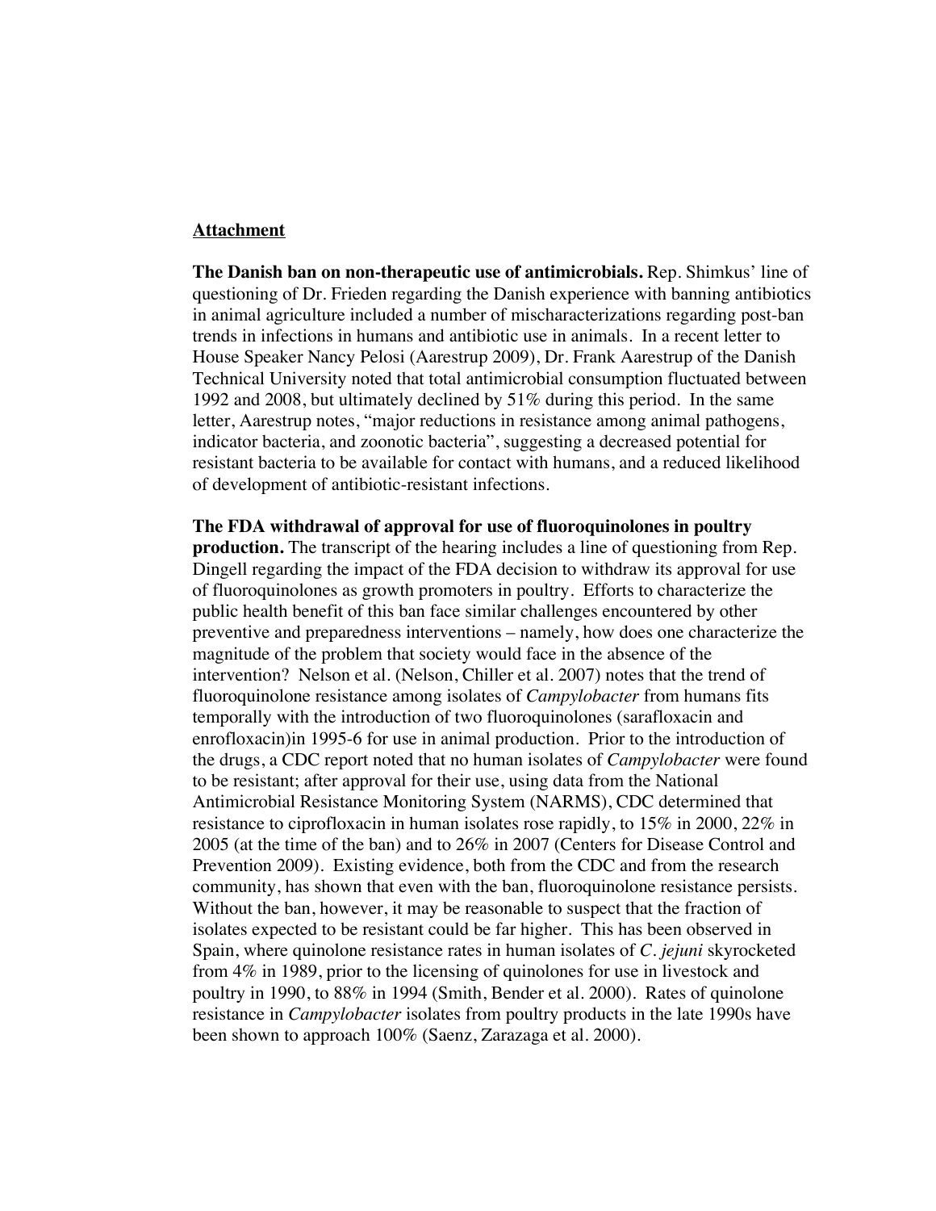<u>**Attachment**</u>

**The Danish ban on non-therapeutic use of antimicrobials.** Rep. Shimkus' line of questioning of Dr. Frieden regarding the Danish experience with banning antibiotics in animal agriculture included a number of mischaracterizations regarding post-ban trends in infections in humans and antibiotic use in animals. In a recent letter to House Speaker Nancy Pelosi (Aarestrup 2009), Dr. Frank Aarestrup of the Danish Technical University noted that total antimicrobial consumption fluctuated between 1992 and 2008, but ultimately declined by 51% during this period. In the same letter, Aarestrup notes, "major reductions in resistance among animal pathogens, indicator bacteria, and zoonotic bacteria", suggesting a decreased potential for resistant bacteria to be available for contact with humans, and a reduced likelihood of development of antibiotic-resistant infections.

**The FDA withdrawal of approval for use of fluoroquinolones in poultry production.** The transcript of the hearing includes a line of questioning from Rep. Dingell regarding the impact of the FDA decision to withdraw its approval for use of fluoroquinolones as growth promoters in poultry. Efforts to characterize the public health benefit of this ban face similar challenges encountered by other preventive and preparedness interventions – namely, how does one characterize the magnitude of the problem that society would face in the absence of the intervention? Nelson et al. (Nelson, Chiller et al. 2007) notes that the trend of fluoroquinolone resistance among isolates of *Campylobacter* from humans fits temporally with the introduction of two fluoroquinolones (sarafloxacin and enrofloxacin)in 1995-6 for use in animal production. Prior to the introduction of the drugs, a CDC report noted that no human isolates of *Campylobacter* were found to be resistant; after approval for their use, using data from the National Antimicrobial Resistance Monitoring System (NARMS), CDC determined that resistance to ciprofloxacin in human isolates rose rapidly, to 15% in 2000, 22% in 2005 (at the time of the ban) and to 26% in 2007 (Centers for Disease Control and Prevention 2009). Existing evidence, both from the CDC and from the research community, has shown that even with the ban, fluoroquinolone resistance persists. Without the ban, however, it may be reasonable to suspect that the fraction of isolates expected to be resistant could be far higher. This has been observed in Spain, where quinolone resistance rates in human isolates of *C. jejuni* skyrocketed from 4% in 1989, prior to the licensing of quinolones for use in livestock and poultry in 1990, to 88% in 1994 (Smith, Bender et al. 2000). Rates of quinolone resistance in *Campylobacter* isolates from poultry products in the late 1990s have been shown to approach 100% (Saenz, Zarazaga et al. 2000).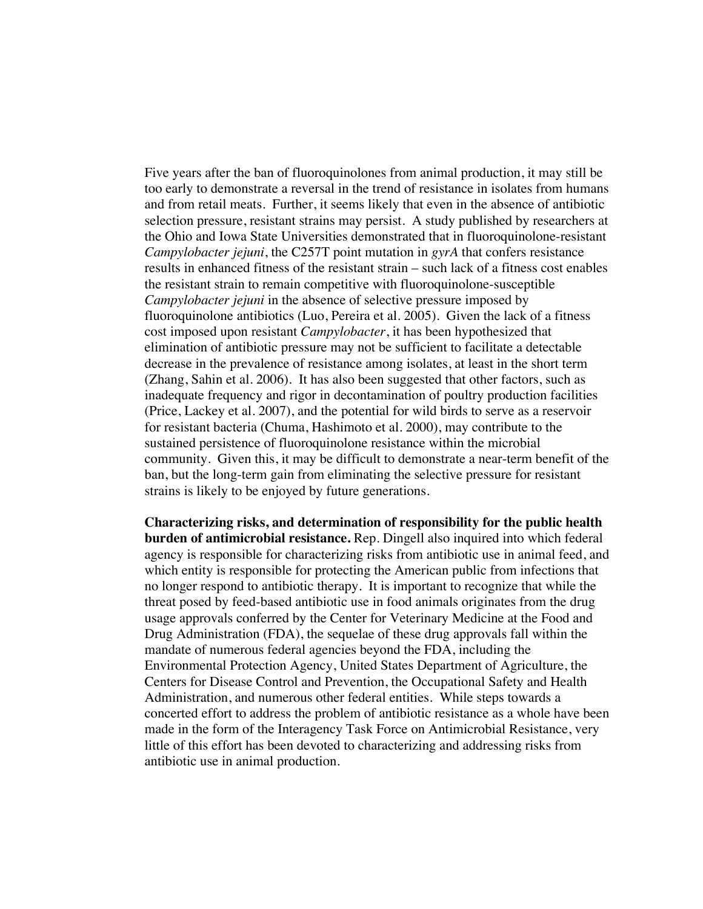Five years after the ban of fluoroquinolones from animal production, it may still be too early to demonstrate a reversal in the trend of resistance in isolates from humans and from retail meats. Further, it seems likely that even in the absence of antibiotic selection pressure, resistant strains may persist. A study published by researchers at the Ohio and Iowa State Universities demonstrated that in fluoroquinolone-resistant *Campylobacter jejuni*, the C257T point mutation in *gyrA* that confers resistance results in enhanced fitness of the resistant strain – such lack of a fitness cost enables the resistant strain to remain competitive with fluoroquinolone-susceptible *Campylobacter jejuni* in the absence of selective pressure imposed by fluoroquinolone antibiotics (Luo, Pereira et al. 2005). Given the lack of a fitness cost imposed upon resistant *Campylobacter*, it has been hypothesized that elimination of antibiotic pressure may not be sufficient to facilitate a detectable decrease in the prevalence of resistance among isolates, at least in the short term (Zhang, Sahin et al. 2006). It has also been suggested that other factors, such as inadequate frequency and rigor in decontamination of poultry production facilities (Price, Lackey et al. 2007), and the potential for wild birds to serve as a reservoir for resistant bacteria (Chuma, Hashimoto et al. 2000), may contribute to the sustained persistence of fluoroquinolone resistance within the microbial community. Given this, it may be difficult to demonstrate a near-term benefit of the ban, but the long-term gain from eliminating the selective pressure for resistant strains is likely to be enjoyed by future generations.

**Characterizing risks, and determination of responsibility for the public health burden of antimicrobial resistance.** Rep. Dingell also inquired into which federal agency is responsible for characterizing risks from antibiotic use in animal feed, and which entity is responsible for protecting the American public from infections that no longer respond to antibiotic therapy. It is important to recognize that while the threat posed by feed-based antibiotic use in food animals originates from the drug usage approvals conferred by the Center for Veterinary Medicine at the Food and Drug Administration (FDA), the sequelae of these drug approvals fall within the mandate of numerous federal agencies beyond the FDA, including the Environmental Protection Agency, United States Department of Agriculture, the Centers for Disease Control and Prevention, the Occupational Safety and Health Administration, and numerous other federal entities. While steps towards a concerted effort to address the problem of antibiotic resistance as a whole have been made in the form of the Interagency Task Force on Antimicrobial Resistance, very little of this effort has been devoted to characterizing and addressing risks from antibiotic use in animal production.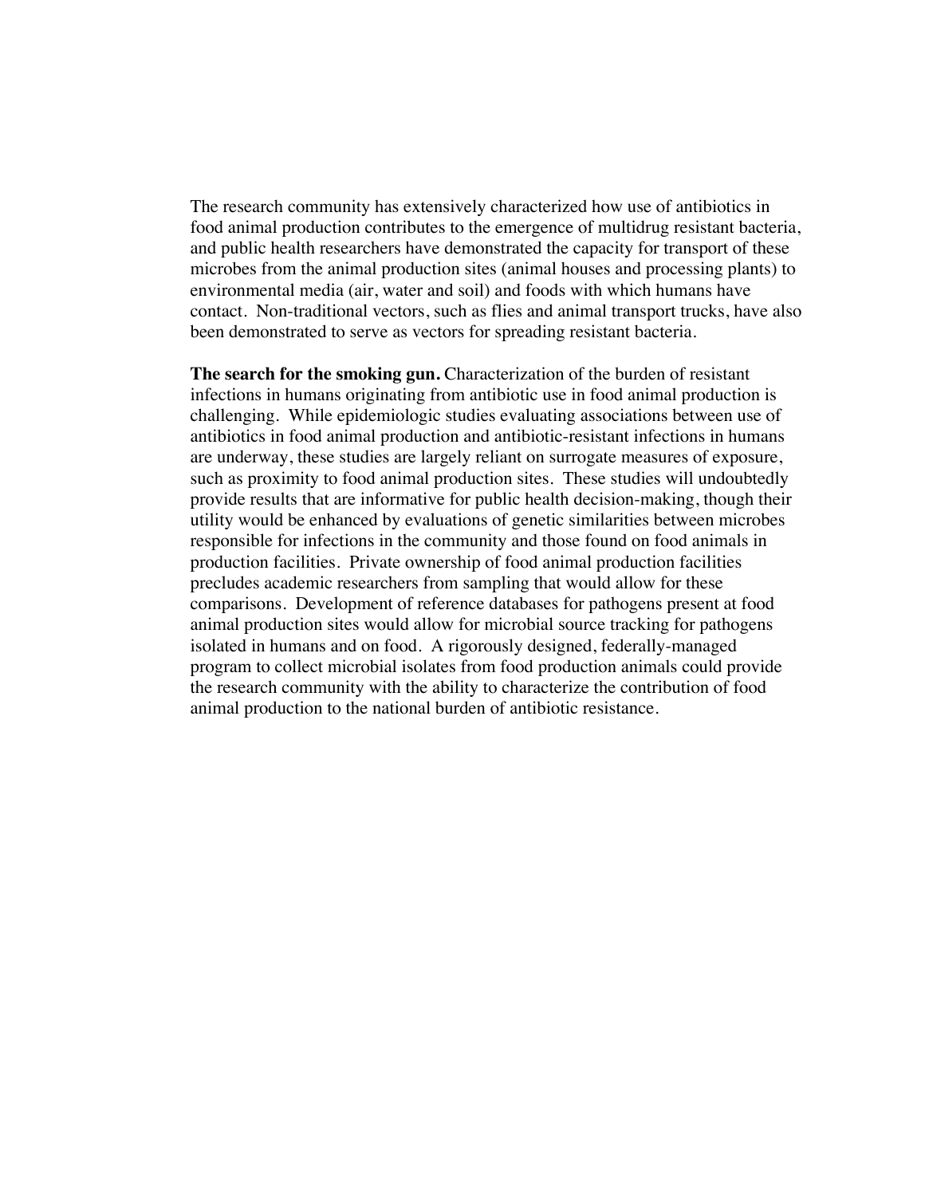The research community has extensively characterized how use of antibiotics in food animal production contributes to the emergence of multidrug resistant bacteria, and public health researchers have demonstrated the capacity for transport of these microbes from the animal production sites (animal houses and processing plants) to environmental media (air, water and soil) and foods with which humans have contact. Non-traditional vectors, such as flies and animal transport trucks, have also been demonstrated to serve as vectors for spreading resistant bacteria.

**The search for the smoking gun.** Characterization of the burden of resistant infections in humans originating from antibiotic use in food animal production is challenging. While epidemiologic studies evaluating associations between use of antibiotics in food animal production and antibiotic-resistant infections in humans are underway, these studies are largely reliant on surrogate measures of exposure, such as proximity to food animal production sites. These studies will undoubtedly provide results that are informative for public health decision-making, though their utility would be enhanced by evaluations of genetic similarities between microbes responsible for infections in the community and those found on food animals in production facilities. Private ownership of food animal production facilities precludes academic researchers from sampling that would allow for these comparisons. Development of reference databases for pathogens present at food animal production sites would allow for microbial source tracking for pathogens isolated in humans and on food. A rigorously designed, federally-managed program to collect microbial isolates from food production animals could provide the research community with the ability to characterize the contribution of food animal production to the national burden of antibiotic resistance.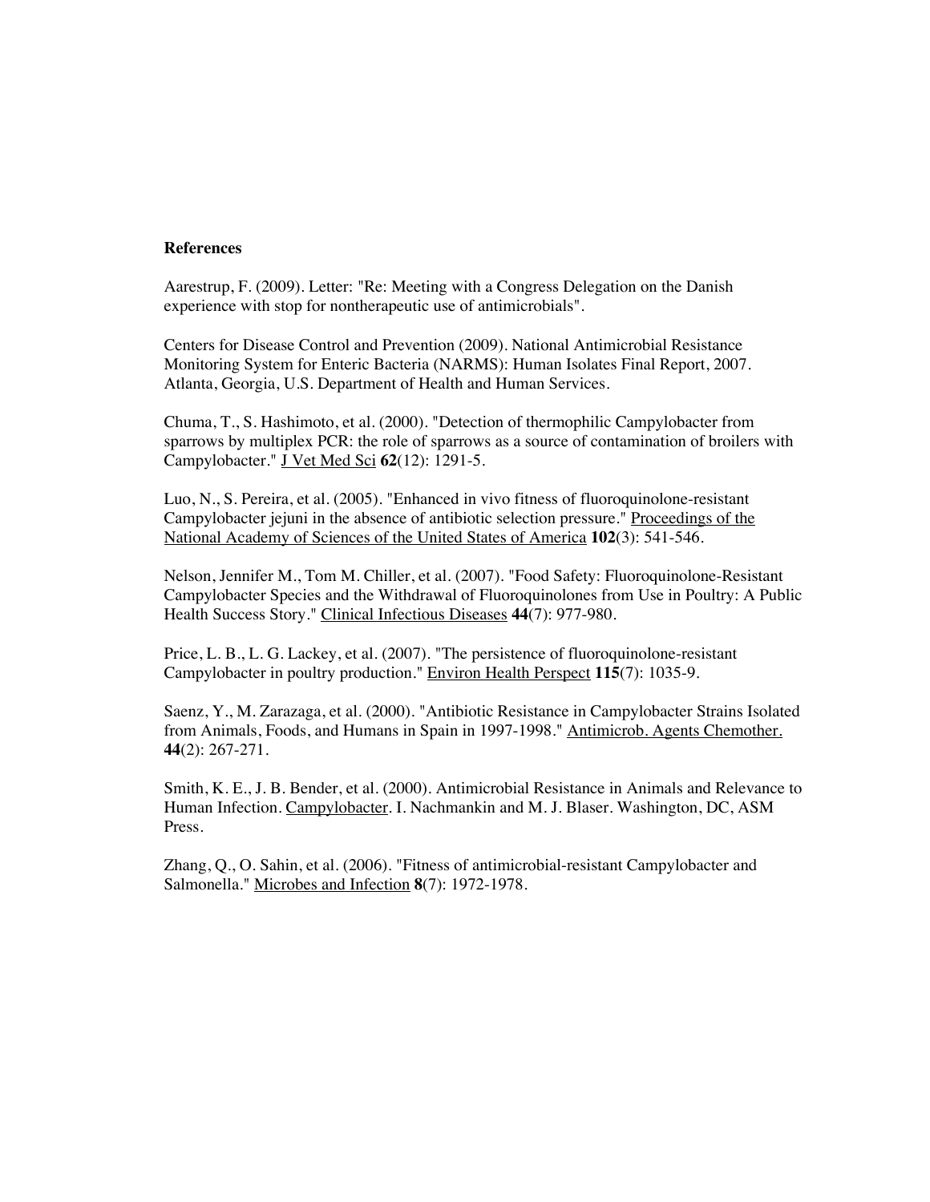**References**

Aarestrup, F. (2009). Letter: "Re: Meeting with a Congress Delegation on the Danish experience with stop for nontherapeutic use of antimicrobials".

Centers for Disease Control and Prevention (2009). National Antimicrobial Resistance Monitoring System for Enteric Bacteria (NARMS): Human Isolates Final Report, 2007. Atlanta, Georgia, U.S. Department of Health and Human Services.

Chuma, T., S. Hashimoto, et al. (2000). "Detection of thermophilic Campylobacter from sparrows by multiplex PCR: the role of sparrows as a source of contamination of broilers with Campylobacter." J Vet Med Sci **62**(12): 1291-5.

Luo, N., S. Pereira, et al. (2005). "Enhanced in vivo fitness of fluoroquinolone-resistant Campylobacter jejuni in the absence of antibiotic selection pressure." Proceedings of the National Academy of Sciences of the United States of America **102**(3): 541-546.

Nelson, Jennifer M., Tom M. Chiller, et al. (2007). "Food Safety: Fluoroquinolone-Resistant Campylobacter Species and the Withdrawal of Fluoroquinolones from Use in Poultry: A Public Health Success Story." Clinical Infectious Diseases **44**(7): 977-980.

Price, L. B., L. G. Lackey, et al. (2007). "The persistence of fluoroquinolone-resistant Campylobacter in poultry production." Environ Health Perspect **115**(7): 1035-9.

Saenz, Y., M. Zarazaga, et al. (2000). "Antibiotic Resistance in Campylobacter Strains Isolated from Animals, Foods, and Humans in Spain in 1997-1998." Antimicrob. Agents Chemother. **44**(2): 267-271.

Smith, K. E., J. B. Bender, et al. (2000). Antimicrobial Resistance in Animals and Relevance to Human Infection. Campylobacter. I. Nachmankin and M. J. Blaser. Washington, DC, ASM Press.

Zhang, Q., O. Sahin, et al. (2006). "Fitness of antimicrobial-resistant Campylobacter and Salmonella." Microbes and Infection **8**(7): 1972-1978.